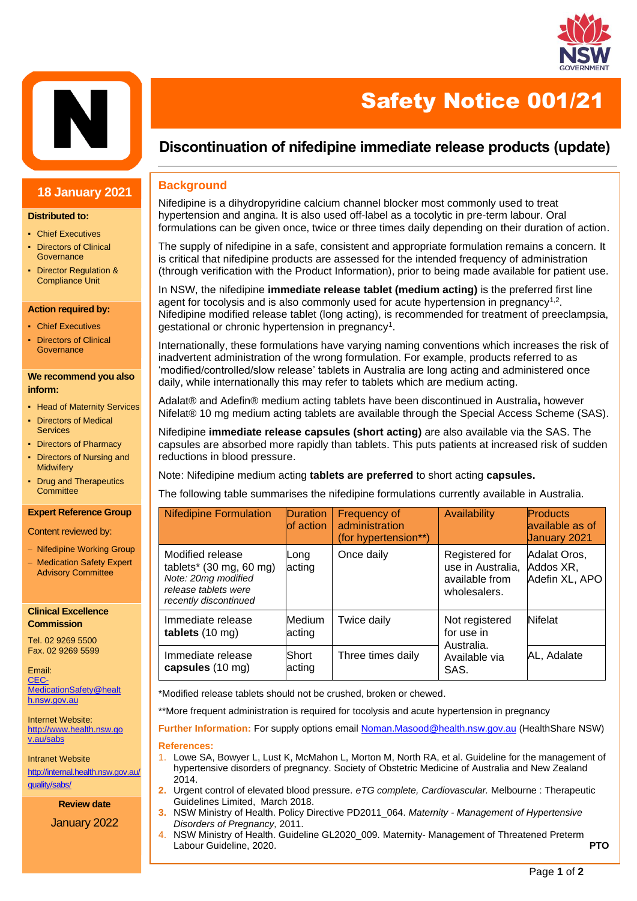# Safety Notice 001/21

## Discontinuation of nifedipine immediate release products (update)

**18 January 2021**

**Distributed to:**

- Chief Executives
- Directors of Clinical Governance
- Director Regulation & Compliance Unit

**Action required by:**

- Chief Executives
- Directors of Clinical Governance

**We recommend you also inform:**

- Head of Maternity Services
- Directors of Medical Services
- Directors of Pharmacy
- Directors of Nursing and Midwifery
- Drug and Therapeutics Committee

**Expert Reference Group**

Content reviewed by:

- Nifedipine Working Group
- Medication Safety Expert Advisory Committee

**Clinical Excellence Commission**

Tel. 02 9269 5500
Fax. 02 9269 5599

Email:
CEC-MedicationSafety@health.nsw.gov.au

Internet Website:
http://www.health.nsw.gov.au/sabs

Intranet Website
http://internal.health.nsw.gov.au/quality/sabs/

**Review date**

January 2022

### Background

Nifedipine is a dihydropyridine calcium channel blocker most commonly used to treat hypertension and angina. It is also used off-label as a tocolytic in pre-term labour. Oral formulations can be given once, twice or three times daily depending on their duration of action.

The supply of nifedipine in a safe, consistent and appropriate formulation remains a concern. It is critical that nifedipine products are assessed for the intended frequency of administration (through verification with the Product Information), prior to being made available for patient use.

In NSW, the nifedipine **immediate release tablet (medium acting)** is the preferred first line agent for tocolysis and is also commonly used for acute hypertension in pregnancy[1,2]. Nifedipine modified release tablet (long acting), is recommended for treatment of preeclampsia, gestational or chronic hypertension in pregnancy[1].

Internationally, these formulations have varying naming conventions which increases the risk of inadvertent administration of the wrong formulation. For example, products referred to as 'modified/controlled/slow release' tablets in Australia are long acting and administered once daily, while internationally this may refer to tablets which are medium acting.

Adalat® and Adefin® medium acting tablets have been discontinued in Australia**,** however Nifelat® 10 mg medium acting tablets are available through the Special Access Scheme (SAS).

Nifedipine **immediate release capsules (short acting)** are also available via the SAS. The capsules are absorbed more rapidly than tablets. This puts patients at increased risk of sudden reductions in blood pressure.

Note: Nifedipine medium acting **tablets are preferred** to short acting **capsules.**

The following table summarises the nifedipine formulations currently available in Australia.

| Nifedipine Formulation | Duration of action | Frequency of administration (for hypertension**) | Availability | Products available as of January 2021 |
|---|---|---|---|---|
| Modified release tablets* (30 mg, 60 mg) *Note: 20mg modified release tablets were recently discontinued* | Long acting | Once daily | Registered for use in Australia, available from wholesalers. | Adalat Oros, Addos XR, Adefin XL, APO |
| Immediate release **tablets** (10 mg) | Medium acting | Twice daily | Not registered for use in Australia. Available via SAS. | Nifelat |
| Immediate release **capsules** (10 mg) | Short acting | Three times daily | | AL, Adalate |

*Modified release tablets should not be crushed, broken or chewed.

**More frequent administration is required for tocolysis and acute hypertension in pregnancy

**Further Information:** For supply options email Noman.Masood@health.nsw.gov.au (HealthShare NSW)

**References:**

1. Lowe SA, Bowyer L, Lust K, McMahon L, Morton M, North RA, et al. Guideline for the management of hypertensive disorders of pregnancy. Society of Obstetric Medicine of Australia and New Zealand 2014.
2. Urgent control of elevated blood pressure. *eTG complete, Cardiovascular.* Melbourne : Therapeutic Guidelines Limited, March 2018.
3. NSW Ministry of Health. Policy Directive PD2011_064. *Maternity - Management of Hypertensive Disorders of Pregnancy,* 2011.
4. NSW Ministry of Health. Guideline GL2020_009. Maternity- Management of Threatened Preterm Labour Guideline, 2020.

**PTO**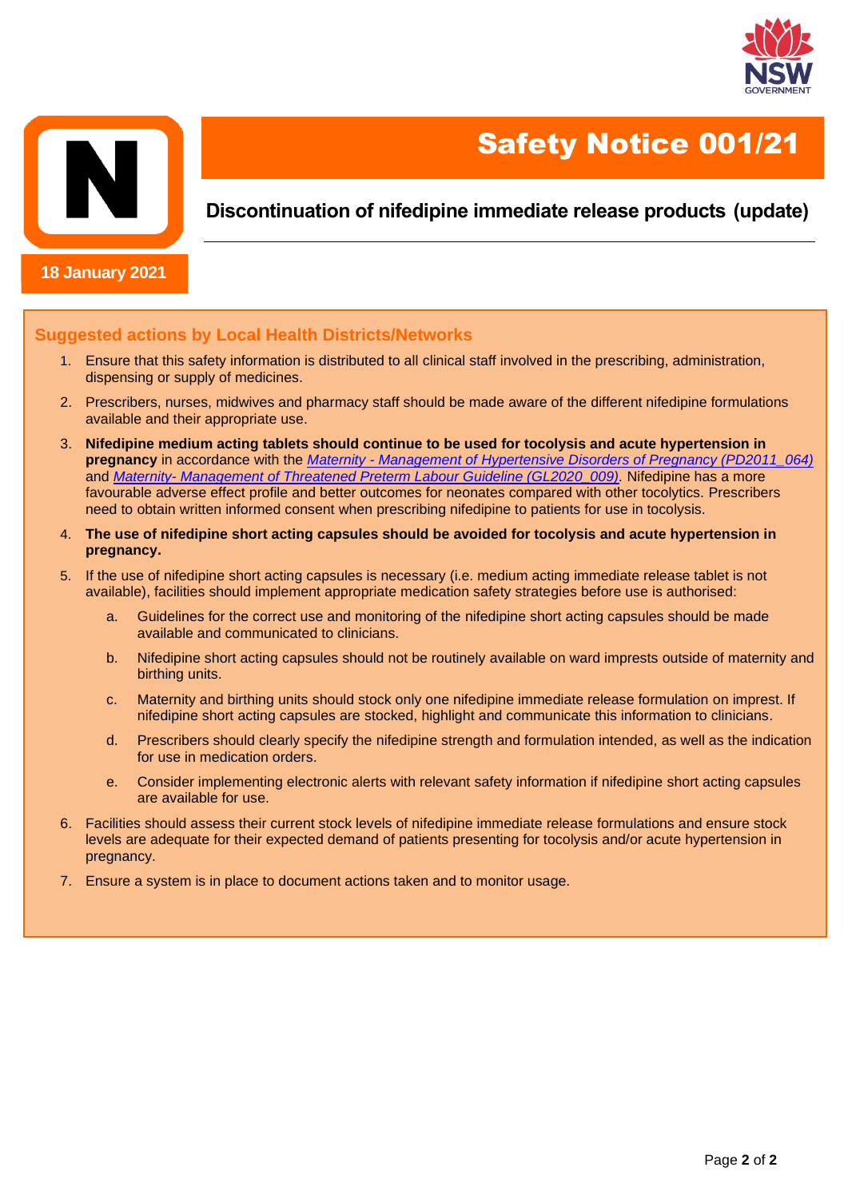# Safety Notice 001/21

## Discontinuation of nifedipine immediate release products (update)

**18 January 2021**

### Suggested actions by Local Health Districts/Networks

1. Ensure that this safety information is distributed to all clinical staff involved in the prescribing, administration, dispensing or supply of medicines.
2. Prescribers, nurses, midwives and pharmacy staff should be made aware of the different nifedipine formulations available and their appropriate use.
3. **Nifedipine medium acting tablets should continue to be used for tocolysis and acute hypertension in pregnancy** in accordance with the *Maternity - Management of Hypertensive Disorders of Pregnancy (PD2011_064)* and *Maternity- Management of Threatened Preterm Labour Guideline (GL2020_009).* Nifedipine has a more favourable adverse effect profile and better outcomes for neonates compared with other tocolytics. Prescribers need to obtain written informed consent when prescribing nifedipine to patients for use in tocolysis.
4. **The use of nifedipine short acting capsules should be avoided for tocolysis and acute hypertension in pregnancy.**
5. If the use of nifedipine short acting capsules is necessary (i.e. medium acting immediate release tablet is not available), facilities should implement appropriate medication safety strategies before use is authorised:
    a. Guidelines for the correct use and monitoring of the nifedipine short acting capsules should be made available and communicated to clinicians.
    b. Nifedipine short acting capsules should not be routinely available on ward imprests outside of maternity and birthing units.
    c. Maternity and birthing units should stock only one nifedipine immediate release formulation on imprest. If nifedipine short acting capsules are stocked, highlight and communicate this information to clinicians.
    d. Prescribers should clearly specify the nifedipine strength and formulation intended, as well as the indication for use in medication orders.
    e. Consider implementing electronic alerts with relevant safety information if nifedipine short acting capsules are available for use.
6. Facilities should assess their current stock levels of nifedipine immediate release formulations and ensure stock levels are adequate for their expected demand of patients presenting for tocolysis and/or acute hypertension in pregnancy.
7. Ensure a system is in place to document actions taken and to monitor usage.